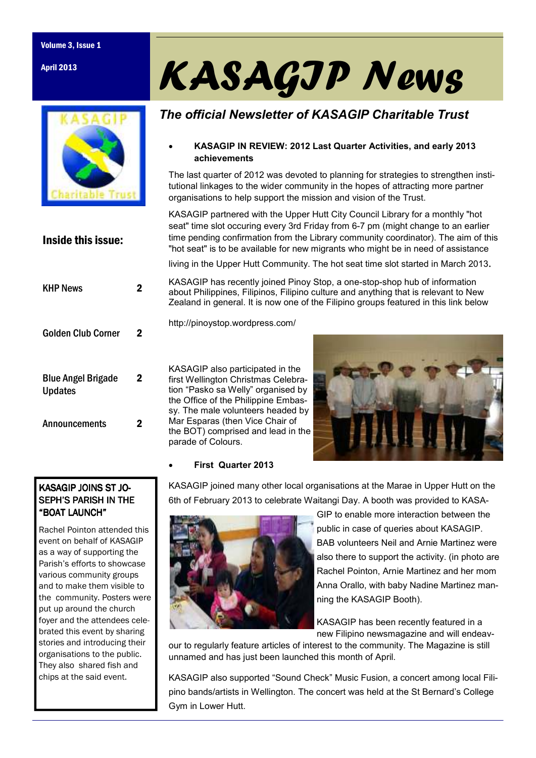Volume 3, Issue 1

April 2013

# KASAGIP News

*The official Newsletter of KASAGIP Charitable Trust*

## Inside this issue:

| | |
|---|---|
| KHP News | 2 |
| Golden Club Corner | 2 |
| Blue Angel Brigade Updates | 2 |
| Announcements | 2 |

- **KASAGIP IN REVIEW: 2012 Last Quarter Activities, and early 2013 achievements**

The last quarter of 2012 was devoted to planning for strategies to strengthen institutional linkages to the wider community in the hopes of attracting more partner organisations to help support the mission and vision of the Trust.

KASAGIP partnered with the Upper Hutt City Council Library for a monthly "hot seat" time slot occuring every 3rd Friday from 6-7 pm (might change to an earlier time pending confirmation from the Library community coordinator). The aim of this "hot seat" is to be available for new migrants who might be in need of assistance living in the Upper Hutt Community. The hot seat time slot started in March 2013.

KASAGIP has recently joined Pinoy Stop, a one-stop-shop hub of information about Philippines, Filipinos, Filipino culture and anything that is relevant to New Zealand in general. It is now one of the Filipino groups featured in this link below

http://pinoystop.wordpress.com/

KASAGIP also participated in the first Wellington Christmas Celebration "Pasko sa Welly" organised by the Office of the Philippine Embassy. The male volunteers headed by Mar Esparas (then Vice Chair of the BOT) comprised and lead in the parade of Colours.

- **First Quarter 2013**

KASAGIP joined many other local organisations at the Marae in Upper Hutt on the 6th of February 2013 to celebrate Waitangi Day. A booth was provided to KASAGIP to enable more interaction between the public in case of queries about KASAGIP. BAB volunteers Neil and Arnie Martinez were also there to support the activity. (in photo are Rachel Pointon, Arnie Martinez and her mom Anna Orallo, with baby Nadine Martinez manning the KASAGIP Booth).

KASAGIP has been recently featured in a new Filipino newsmagazine and will endeavour to regularly feature articles of interest to the community. The Magazine is still unnamed and has just been launched this month of April.

KASAGIP also supported "Sound Check" Music Fusion, a concert among local Filipino bands/artists in Wellington. The concert was held at the St Bernard's College Gym in Lower Hutt.

### KASAGIP JOINS ST JOSEPH'S PARISH IN THE "BOAT LAUNCH"

Rachel Pointon attended this event on behalf of KASAGIP as a way of supporting the Parish's efforts to showcase various community groups and to make them visible to the community. Posters were put up around the church foyer and the attendees celebrated this event by sharing stories and introducing their organisations to the public. They also shared fish and chips at the said event.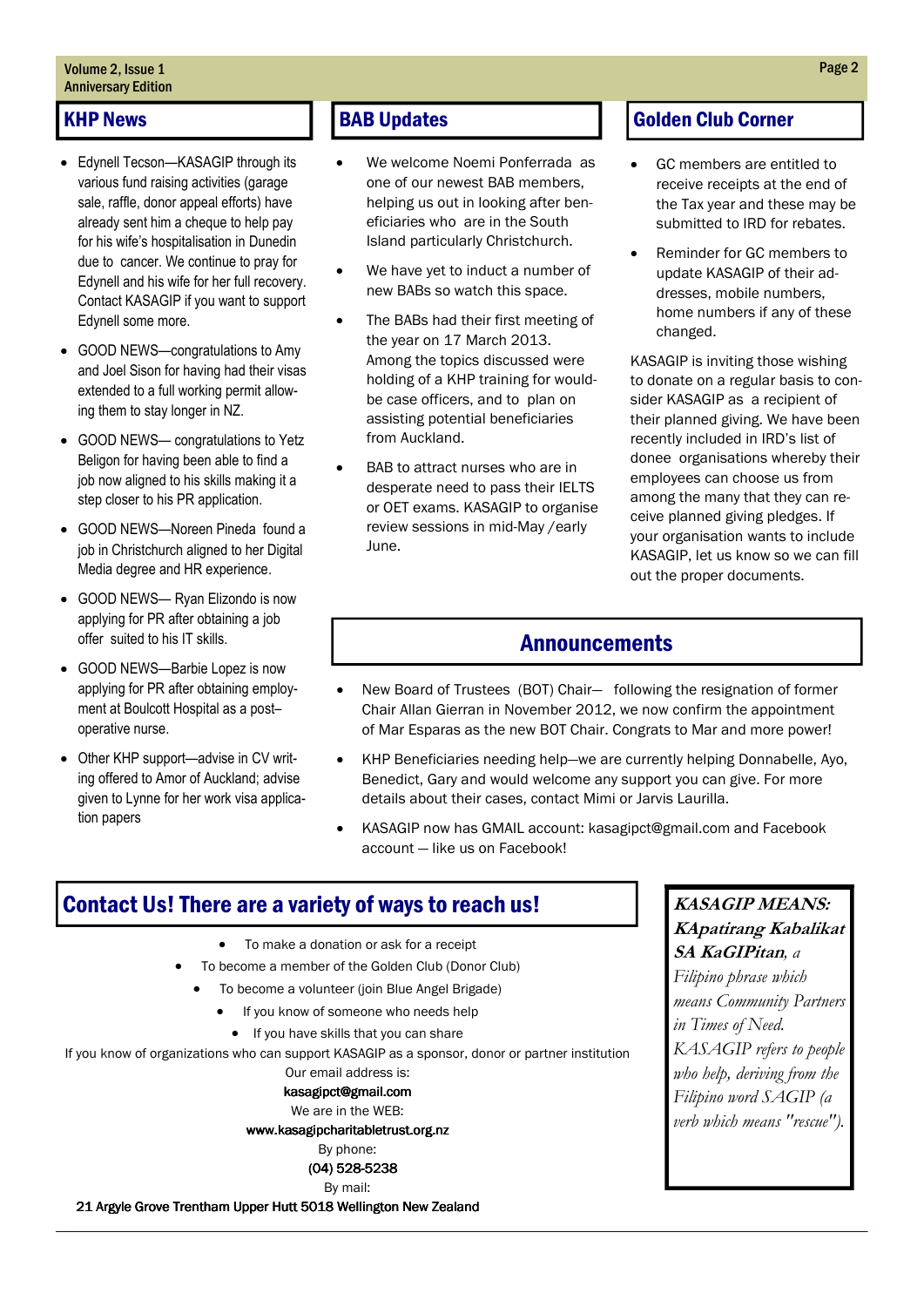## KHP News

- Edynell Tecson—KASAGIP through its various fund raising activities (garage sale, raffle, donor appeal efforts) have already sent him a cheque to help pay for his wife's hospitalisation in Dunedin due to cancer. We continue to pray for Edynell and his wife for her full recovery. Contact KASAGIP if you want to support Edynell some more.
- GOOD NEWS—congratulations to Amy and Joel Sison for having had their visas extended to a full working permit allowing them to stay longer in NZ.
- GOOD NEWS— congratulations to Yetz Beligon for having been able to find a job now aligned to his skills making it a step closer to his PR application.
- GOOD NEWS—Noreen Pineda found a job in Christchurch aligned to her Digital Media degree and HR experience.
- GOOD NEWS— Ryan Elizondo is now applying for PR after obtaining a job offer suited to his IT skills.
- GOOD NEWS—Barbie Lopez is now applying for PR after obtaining employment at Boulcott Hospital as a post–operative nurse.
- Other KHP support—advise in CV writing offered to Amor of Auckland; advise given to Lynne for her work visa application papers

## BAB Updates

- We welcome Noemi Ponferrada as one of our newest BAB members, helping us out in looking after beneficiaries who are in the South Island particularly Christchurch.
- We have yet to induct a number of new BABs so watch this space.
- The BABs had their first meeting of the year on 17 March 2013. Among the topics discussed were holding of a KHP training for would-be case officers, and to plan on assisting potential beneficiaries from Auckland.
- BAB to attract nurses who are in desperate need to pass their IELTS or OET exams. KASAGIP to organise review sessions in mid-May /early June.

## Golden Club Corner

- GC members are entitled to receive receipts at the end of the Tax year and these may be submitted to IRD for rebates.
- Reminder for GC members to update KASAGIP of their addresses, mobile numbers, home numbers if any of these changed.

KASAGIP is inviting those wishing to donate on a regular basis to consider KASAGIP as a recipient of their planned giving. We have been recently included in IRD's list of donee organisations whereby their employees can choose us from among the many that they can receive planned giving pledges. If your organisation wants to include KASAGIP, let us know so we can fill out the proper documents.

## Announcements

- New Board of Trustees (BOT) Chair— following the resignation of former Chair Allan Gierran in November 2012, we now confirm the appointment of Mar Esparas as the new BOT Chair. Congrats to Mar and more power!
- KHP Beneficiaries needing help—we are currently helping Donnabelle, Ayo, Benedict, Gary and would welcome any support you can give. For more details about their cases, contact Mimi or Jarvis Laurilla.
- KASAGIP now has GMAIL account: kasagipct@gmail.com and Facebook account — like us on Facebook!

## Contact Us! There are a variety of ways to reach us!

- To make a donation or ask for a receipt
- To become a member of the Golden Club (Donor Club)
- To become a volunteer (join Blue Angel Brigade)
- If you know of someone who needs help
- If you have skills that you can share

If you know of organizations who can support KASAGIP as a sponsor, donor or partner institution

Our email address is:
kasagipct@gmail.com

We are in the WEB:
www.kasagipcharitabletrust.org.nz

By phone:
(04) 528-5238

By mail:
21 Argyle Grove Trentham Upper Hutt 5018 Wellington New Zealand

***KASAGIP MEANS: KApatirang Kabalikat SA KaGIPitan**, a Filipino phrase which means Community Partners in Times of Need. KASAGIP refers to people who help, deriving from the Filipino word SAGIP (a verb which means "rescue").*